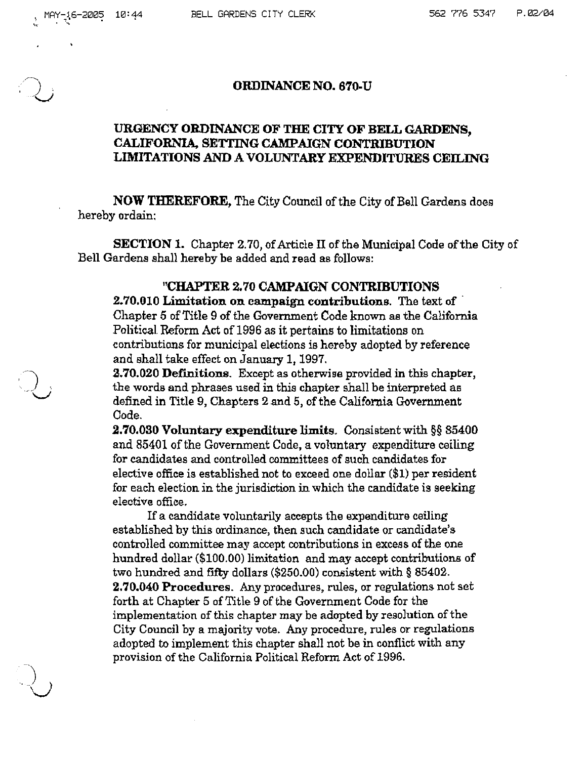# ORDINANCE NO. 670-U

## URGENCY ORDINANCE OF THE CITY OF BELL GARDENS, CALIFORNIA, SETTING CAMPAIGN CONTRIBUTION LIMITATIONS AND A VOLUNTARY EXPENDITURES CEILING

**NOW THEREFORE,** The City Council of the City of Bell Gardens does hereby ordain:

**SECTION 1.** Chapter 2.70, of Article II of the Municipal Code of the City of Bell Gardens shall hereby be added and read as follows:

**"CHAPTER 2.70 CAMPAIGN CONTRIBUTIONS**

**2.70.010 Limitation on campaign contributions.** The text of Chapter 5 of Title 9 of the Government Code known as the California Political Reform Act of 1996 as it pertains to limitations on contributions for municipal elections is hereby adopted by reference and shall take effect on January 1, 1997.

**2.70.020 Definitions.** Except as otherwise provided in this chapter, the words and phrases used in this chapter shall be interpreted as defined in Title 9, Chapters 2 and 5, of the California Government Code.

**2.70.030 Voluntary expenditure limits.** Consistent with §§ 85400 and 85401 of the Government Code, a voluntary expenditure ceiling for candidates and controlled committees of such candidates for elective office is established not to exceed one dollar ($1) per resident for each election in the jurisdiction in which the candidate is seeking elective office.

If a candidate voluntarily accepts the expenditure ceiling established by this ordinance, then such candidate or candidate's controlled committee may accept contributions in excess of the one hundred dollar ($100.00) limitation and may accept contributions of two hundred and fifty dollars ($250.00) consistent with § 85402.

**2.70.040 Procedures.** Any procedures, rules, or regulations not set forth at Chapter 5 of Title 9 of the Government Code for the implementation of this chapter may be adopted by resolution of the City Council by a majority vote. Any procedure, rules or regulations adopted to implement this chapter shall not be in conflict with any provision of the California Political Reform Act of 1996.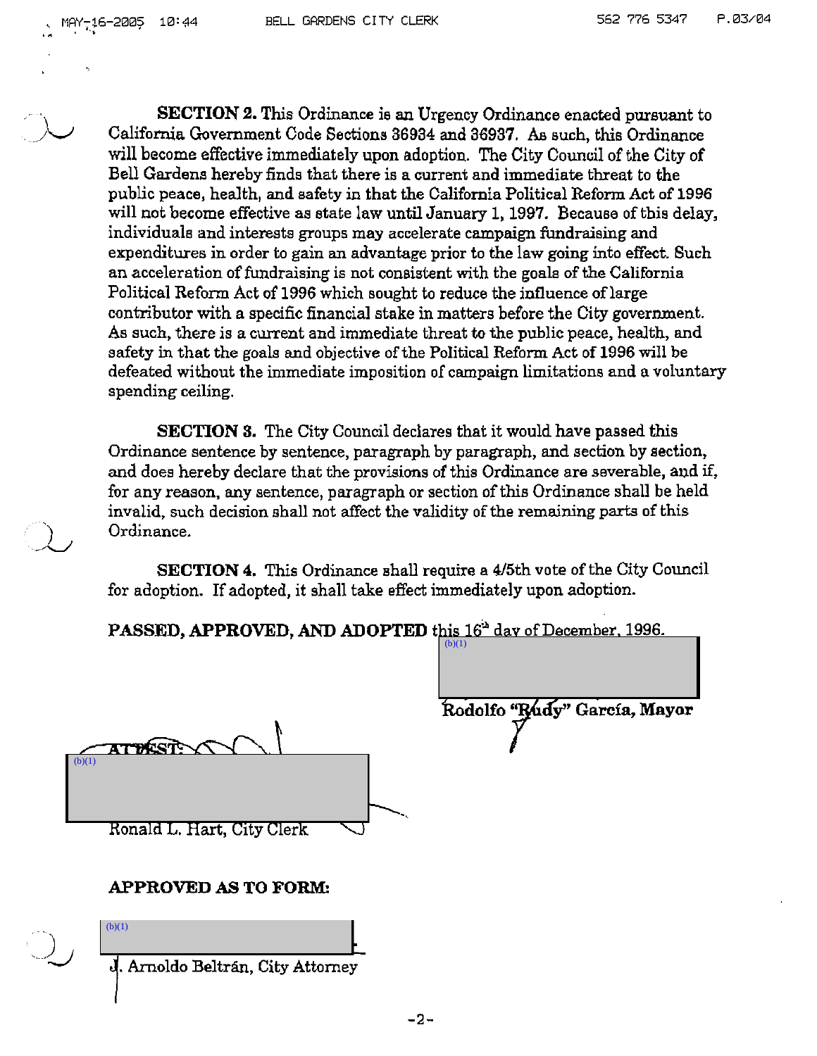**SECTION 2.** This Ordinance is an Urgency Ordinance enacted pursuant to California Government Code Sections 36934 and 36937. As such, this Ordinance will become effective immediately upon adoption. The City Council of the City of Bell Gardens hereby finds that there is a current and immediate threat to the public peace, health, and safety in that the California Political Reform Act of 1996 will not become effective as state law until January 1, 1997. Because of this delay, individuals and interests groups may accelerate campaign fundraising and expenditures in order to gain an advantage prior to the law going into effect. Such an acceleration of fundraising is not consistent with the goals of the California Political Reform Act of 1996 which sought to reduce the influence of large contributor with a specific financial stake in matters before the City government. As such, there is a current and immediate threat to the public peace, health, and safety in that the goals and objective of the Political Reform Act of 1996 will be defeated without the immediate imposition of campaign limitations and a voluntary spending ceiling.

**SECTION 3.** The City Council declares that it would have passed this Ordinance sentence by sentence, paragraph by paragraph, and section by section, and does hereby declare that the provisions of this Ordinance are severable, and if, for any reason, any sentence, paragraph or section of this Ordinance shall be held invalid, such decision shall not affect the validity of the remaining parts of this Ordinance.

**SECTION 4.** This Ordinance shall require a 4/5th vote of the City Council for adoption. If adopted, it shall take effect immediately upon adoption.

**PASSED, APPROVED, AND ADOPTED** this 16th day of December, 1996.

(b)(1)

**Rodolfo "Rudy" García, Mayor**

**ATTEST:**

(b)(1)

Ronald L. Hart, City Clerk

**APPROVED AS TO FORM:**

(b)(1)

J. Arnoldo Beltrán, City Attorney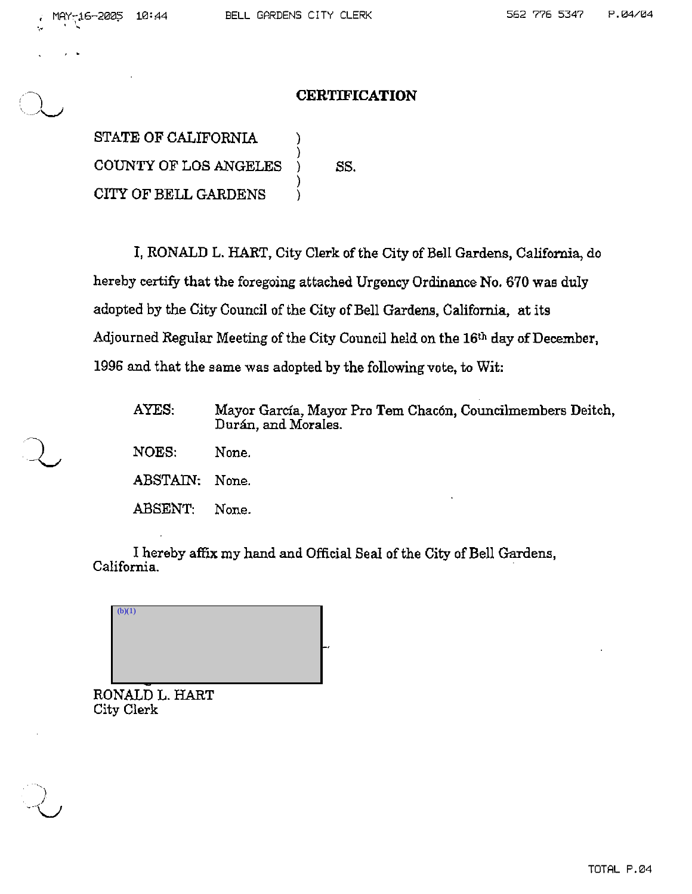# CERTIFICATION

STATE OF CALIFORNIA )
)
COUNTY OF LOS ANGELES ) SS.
)
CITY OF BELL GARDENS )

I, RONALD L. HART, City Clerk of the City of Bell Gardens, California, do hereby certify that the foregoing attached Urgency Ordinance No. 670 was duly adopted by the City Council of the City of Bell Gardens, California, at its Adjourned Regular Meeting of the City Council held on the 16th day of December, 1996 and that the same was adopted by the following vote, to Wit:

AYES: Mayor García, Mayor Pro Tem Chacón, Councilmembers Deitch, Durán, and Morales.

NOES: None.

ABSTAIN: None.

ABSENT: None.

I hereby affix my hand and Official Seal of the City of Bell Gardens, California.

(b)(1)

RONALD L. HART
City Clerk